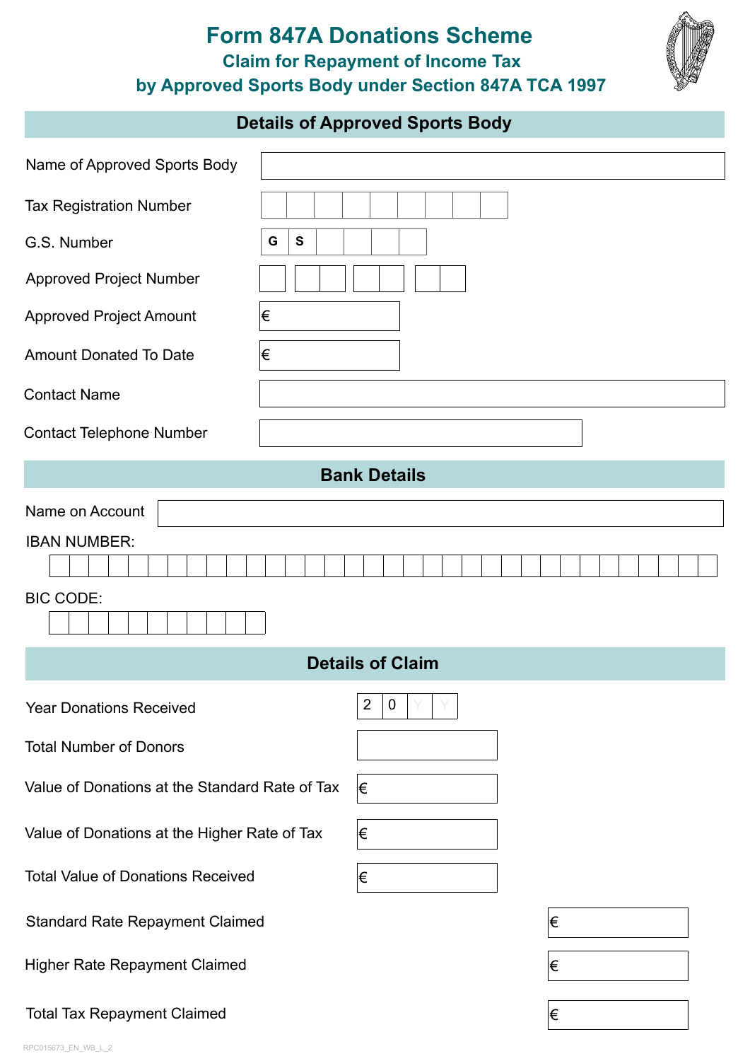# Form 847A Donations Scheme

## Claim for Repayment of Income Tax by Approved Sports Body under Section 847A TCA 1997

### Details of Approved Sports Body

| | |
|---|---|
| Name of Approved Sports Body | |
| Tax Registration Number | |
| G.S. Number | G S |
| Approved Project Number | |
| Approved Project Amount | € |
| Amount Donated To Date | € |
| Contact Name | |
| Contact Telephone Number | |

### Bank Details

| | |
|---|---|
| Name on Account | |
| IBAN NUMBER: | |
| BIC CODE: | |

### Details of Claim

| | |
|---|---|
| Year Donations Received | 2 0 Y Y |
| Total Number of Donors | |
| Value of Donations at the Standard Rate of Tax | € |
| Value of Donations at the Higher Rate of Tax | € |
| Total Value of Donations Received | € |
| Standard Rate Repayment Claimed | € |
| Higher Rate Repayment Claimed | € |
| Total Tax Repayment Claimed | € |

RPC015673_EN_WB_L_2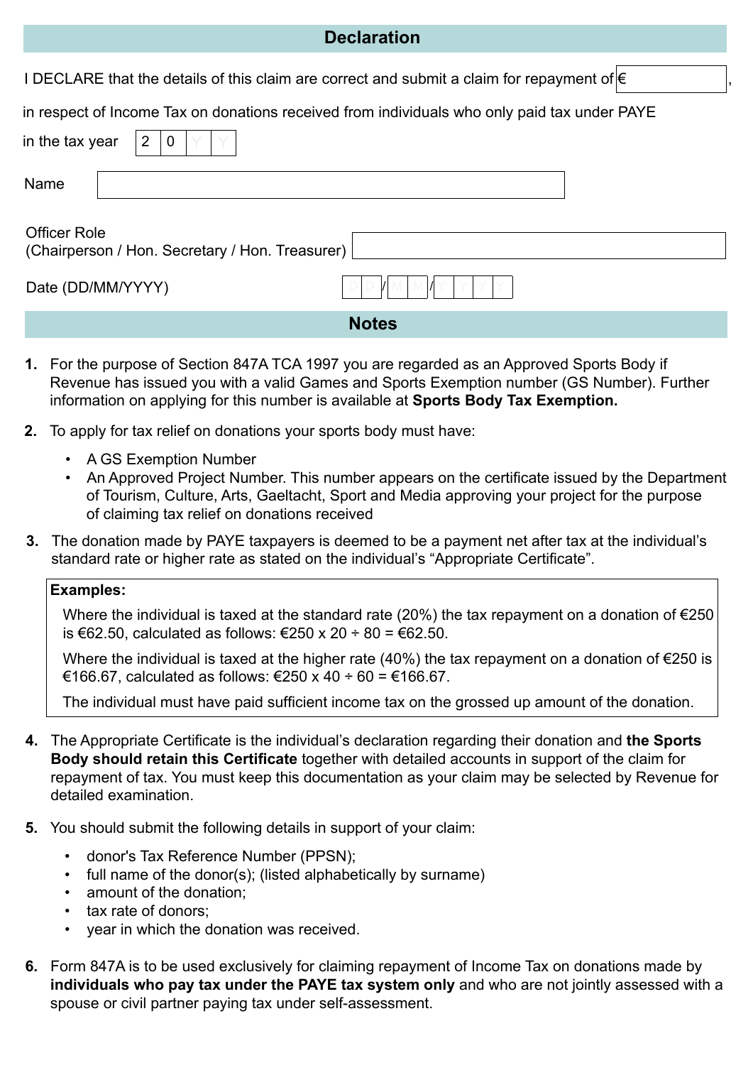## Declaration

I DECLARE that the details of this claim are correct and submit a claim for repayment of € ____________,

in respect of Income Tax on donations received from individuals who only paid tax under PAYE

in the tax year 2 0 Y Y

Name ____________

Officer Role
(Chairperson / Hon. Secretary / Hon. Treasurer) ____________

Date (DD/MM/YYYY) D D / M M / Y Y Y Y

## Notes

1. For the purpose of Section 847A TCA 1997 you are regarded as an Approved Sports Body if Revenue has issued you with a valid Games and Sports Exemption number (GS Number). Further information on applying for this number is available at **Sports Body Tax Exemption.**

2. To apply for tax relief on donations your sports body must have:
   - A GS Exemption Number
   - An Approved Project Number. This number appears on the certificate issued by the Department of Tourism, Culture, Arts, Gaeltacht, Sport and Media approving your project for the purpose of claiming tax relief on donations received

3. The donation made by PAYE taxpayers is deemed to be a payment net after tax at the individual's standard rate or higher rate as stated on the individual's "Appropriate Certificate".

   **Examples:**

   Where the individual is taxed at the standard rate (20%) the tax repayment on a donation of €250 is €62.50, calculated as follows: €250 x 20 ÷ 80 = €62.50.

   Where the individual is taxed at the higher rate (40%) the tax repayment on a donation of €250 is €166.67, calculated as follows: €250 x 40 ÷ 60 = €166.67.

   The individual must have paid sufficient income tax on the grossed up amount of the donation.

4. The Appropriate Certificate is the individual's declaration regarding their donation and **the Sports Body should retain this Certificate** together with detailed accounts in support of the claim for repayment of tax. You must keep this documentation as your claim may be selected by Revenue for detailed examination.

5. You should submit the following details in support of your claim:
   - donor's Tax Reference Number (PPSN);
   - full name of the donor(s); (listed alphabetically by surname)
   - amount of the donation;
   - tax rate of donors;
   - year in which the donation was received.

6. Form 847A is to be used exclusively for claiming repayment of Income Tax on donations made by **individuals who pay tax under the PAYE tax system only** and who are not jointly assessed with a spouse or civil partner paying tax under self-assessment.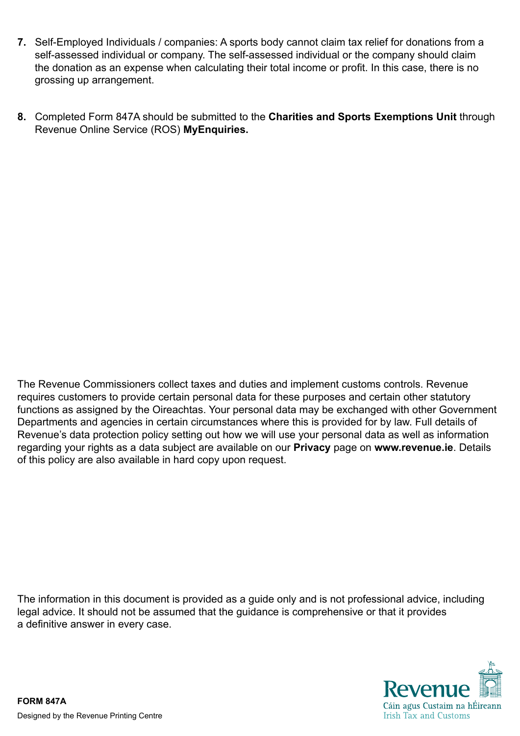7. Self-Employed Individuals / companies: A sports body cannot claim tax relief for donations from a self-assessed individual or company. The self-assessed individual or the company should claim the donation as an expense when calculating their total income or profit. In this case, there is no grossing up arrangement.

8. Completed Form 847A should be submitted to the **Charities and Sports Exemptions Unit** through Revenue Online Service (ROS) **MyEnquiries.**

The Revenue Commissioners collect taxes and duties and implement customs controls. Revenue requires customers to provide certain personal data for these purposes and certain other statutory functions as assigned by the Oireachtas. Your personal data may be exchanged with other Government Departments and agencies in certain circumstances where this is provided for by law. Full details of Revenue's data protection policy setting out how we will use your personal data as well as information regarding your rights as a data subject are available on our **Privacy** page on **www.revenue.ie**. Details of this policy are also available in hard copy upon request.

The information in this document is provided as a guide only and is not professional advice, including legal advice. It should not be assumed that the guidance is comprehensive or that it provides a definitive answer in every case.

**FORM 847A**

Designed by the Revenue Printing Centre

Revenue
Cáin agus Custaim na hÉireann
Irish Tax and Customs